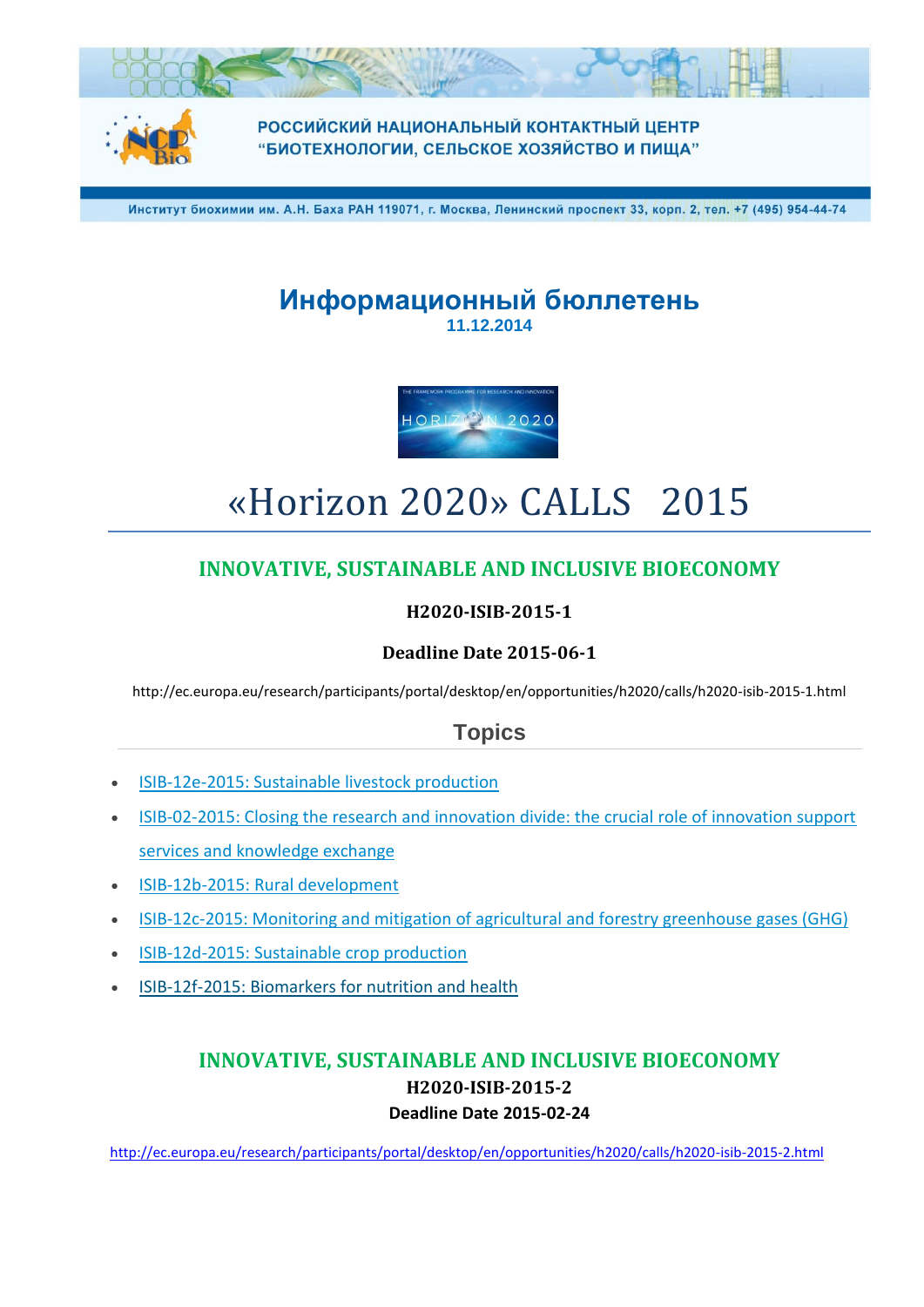РОССИЙСКИЙ НАЦИОНАЛЬНЫЙ КОНТАКТНЫЙ ЦЕНТР
“БИОТЕХНОЛОГИИ, СЕЛЬСКОЕ ХОЗЯЙСТВО И ПИЩА”

Институт биохимии им. А.Н. Баха РАН 119071, г. Москва, Ленинский проспект 33, корп. 2, тел. +7 (495) 954-44-74

# Информационный бюллетень

**11.12.2014**

# «Horizon 2020» CALLS 2015

## INNOVATIVE, SUSTAINABLE AND INCLUSIVE BIOECONOMY

**H2020-ISIB-2015-1**

**Deadline Date 2015-06-1**

http://ec.europa.eu/research/participants/portal/desktop/en/opportunities/h2020/calls/h2020-isib-2015-1.html

### Topics

- ISIB-12e-2015: Sustainable livestock production
- ISIB-02-2015: Closing the research and innovation divide: the crucial role of innovation support services and knowledge exchange
- ISIB-12b-2015: Rural development
- ISIB-12c-2015: Monitoring and mitigation of agricultural and forestry greenhouse gases (GHG)
- ISIB-12d-2015: Sustainable crop production
- ISIB-12f-2015: Biomarkers for nutrition and health

## INNOVATIVE, SUSTAINABLE AND INCLUSIVE BIOECONOMY

**H2020-ISIB-2015-2**

**Deadline Date 2015-02-24**

http://ec.europa.eu/research/participants/portal/desktop/en/opportunities/h2020/calls/h2020-isib-2015-2.html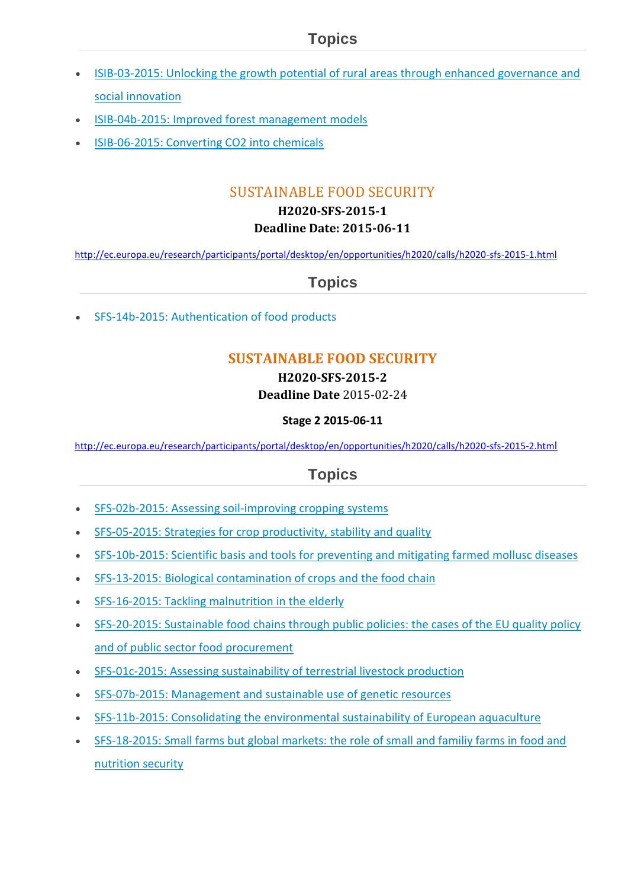## Topics

- [ISIB-03-2015: Unlocking the growth potential of rural areas through enhanced governance and social innovation]
- [ISIB-04b-2015: Improved forest management models]
- [ISIB-06-2015: Converting CO2 into chemicals]

## SUSTAINABLE FOOD SECURITY

**H2020-SFS-2015-1**

**Deadline Date: 2015-06-11**

http://ec.europa.eu/research/participants/portal/desktop/en/opportunities/h2020/calls/h2020-sfs-2015-1.html

## Topics

- SFS-14b-2015: Authentication of food products

## SUSTAINABLE FOOD SECURITY

**H2020-SFS-2015-2**

**Deadline Date** 2015-02-24

**Stage 2 2015-06-11**

http://ec.europa.eu/research/participants/portal/desktop/en/opportunities/h2020/calls/h2020-sfs-2015-2.html

## Topics

- SFS-02b-2015: Assessing soil-improving cropping systems
- SFS-05-2015: Strategies for crop productivity, stability and quality
- SFS-10b-2015: Scientific basis and tools for preventing and mitigating farmed mollusc diseases
- SFS-13-2015: Biological contamination of crops and the food chain
- SFS-16-2015: Tackling malnutrition in the elderly
- SFS-20-2015: Sustainable food chains through public policies: the cases of the EU quality policy and of public sector food procurement
- SFS-01c-2015: Assessing sustainability of terrestrial livestock production
- SFS-07b-2015: Management and sustainable use of genetic resources
- SFS-11b-2015: Consolidating the environmental sustainability of European aquaculture
- SFS-18-2015: Small farms but global markets: the role of small and familiy farms in food and nutrition security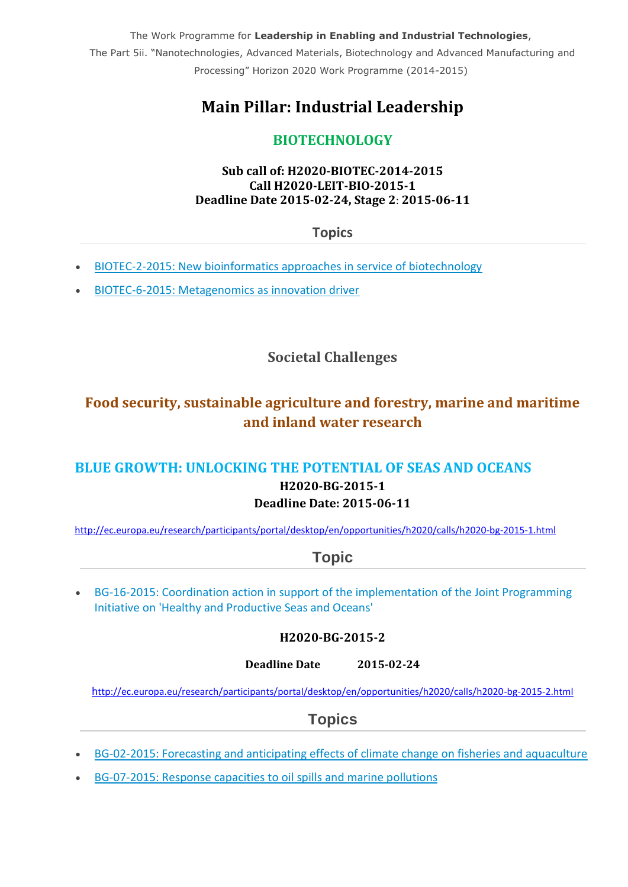The Work Programme for **Leadership in Enabling and Industrial Technologies**,
The Part 5ii. "Nanotechnologies, Advanced Materials, Biotechnology and Advanced Manufacturing and Processing" Horizon 2020 Work Programme (2014-2015)

# Main Pillar: Industrial Leadership

## BIOTECHNOLOGY

**Sub call of: H2020-BIOTEC-2014-2015**
**Call H2020-LEIT-BIO-2015-1**
**Deadline Date 2015-02-24, Stage 2: 2015-06-11**

### Topics

- BIOTEC-2-2015: New bioinformatics approaches in service of biotechnology
- BIOTEC-6-2015: Metagenomics as innovation driver

## Societal Challenges

## Food security, sustainable agriculture and forestry, marine and maritime and inland water research

## BLUE GROWTH: UNLOCKING THE POTENTIAL OF SEAS AND OCEANS

**H2020-BG-2015-1**
**Deadline Date: 2015-06-11**

http://ec.europa.eu/research/participants/portal/desktop/en/opportunities/h2020/calls/h2020-bg-2015-1.html

### Topic

- BG-16-2015: Coordination action in support of the implementation of the Joint Programming Initiative on 'Healthy and Productive Seas and Oceans'

**H2020-BG-2015-2**

**Deadline Date 2015-02-24**

http://ec.europa.eu/research/participants/portal/desktop/en/opportunities/h2020/calls/h2020-bg-2015-2.html

### Topics

- BG-02-2015: Forecasting and anticipating effects of climate change on fisheries and aquaculture
- BG-07-2015: Response capacities to oil spills and marine pollutions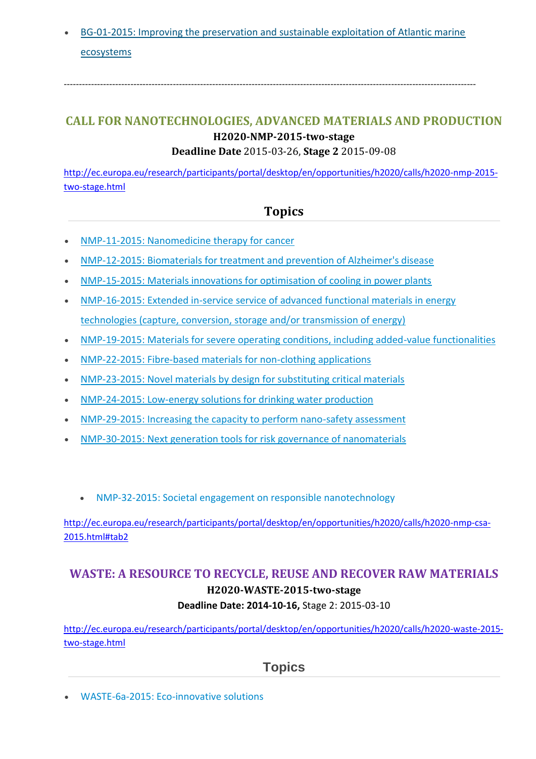- BG-01-2015: Improving the preservation and sustainable exploitation of Atlantic marine ecosystems

---

## CALL FOR NANOTECHNOLOGIES, ADVANCED MATERIALS AND PRODUCTION

**H2020-NMP-2015-two-stage**

**Deadline Date** 2015-03-26, **Stage 2** 2015-09-08

http://ec.europa.eu/research/participants/portal/desktop/en/opportunities/h2020/calls/h2020-nmp-2015-two-stage.html

### Topics

- NMP-11-2015: Nanomedicine therapy for cancer
- NMP-12-2015: Biomaterials for treatment and prevention of Alzheimer's disease
- NMP-15-2015: Materials innovations for optimisation of cooling in power plants
- NMP-16-2015: Extended in-service service of advanced functional materials in energy technologies (capture, conversion, storage and/or transmission of energy)
- NMP-19-2015: Materials for severe operating conditions, including added-value functionalities
- NMP-22-2015: Fibre-based materials for non-clothing applications
- NMP-23-2015: Novel materials by design for substituting critical materials
- NMP-24-2015: Low-energy solutions for drinking water production
- NMP-29-2015: Increasing the capacity to perform nano-safety assessment
- NMP-30-2015: Next generation tools for risk governance of nanomaterials

- NMP-32-2015: Societal engagement on responsible nanotechnology

http://ec.europa.eu/research/participants/portal/desktop/en/opportunities/h2020/calls/h2020-nmp-csa-2015.html#tab2

## WASTE: A RESOURCE TO RECYCLE, REUSE AND RECOVER RAW MATERIALS

**H2020-WASTE-2015-two-stage**

**Deadline Date: 2014-10-16,** Stage 2: 2015-03-10

http://ec.europa.eu/research/participants/portal/desktop/en/opportunities/h2020/calls/h2020-waste-2015-two-stage.html

### Topics

- WASTE-6a-2015: Eco-innovative solutions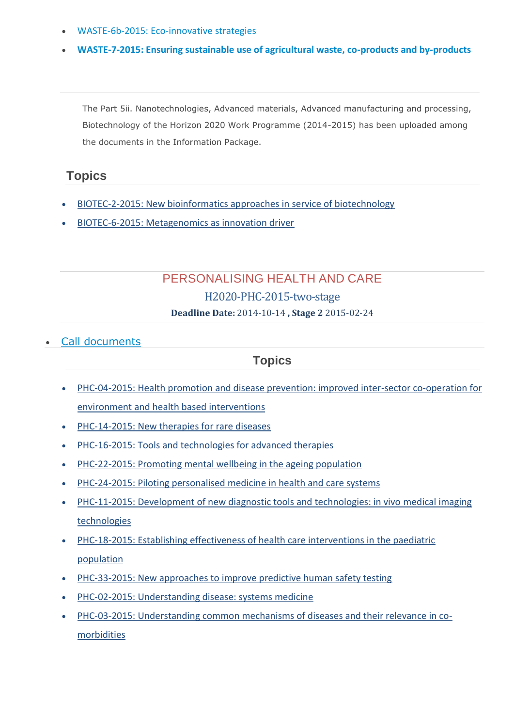- WASTE-6b-2015: Eco-innovative strategies
- **WASTE-7-2015: Ensuring sustainable use of agricultural waste, co-products and by-products**

---

The Part 5ii. Nanotechnologies, Advanced materials, Advanced manufacturing and processing, Biotechnology of the Horizon 2020 Work Programme (2014-2015) has been uploaded among the documents in the Information Package.

## Topics

- BIOTEC-2-2015: New bioinformatics approaches in service of biotechnology
- BIOTEC-6-2015: Metagenomics as innovation driver

---

## PERSONALISING HEALTH AND CARE

### H2020-PHC-2015-two-stage

**Deadline Date:** 2014-10-14 **, Stage 2** 2015-02-24

---

- Call documents

## Topics

- PHC-04-2015: Health promotion and disease prevention: improved inter-sector co-operation for environment and health based interventions
- PHC-14-2015: New therapies for rare diseases
- PHC-16-2015: Tools and technologies for advanced therapies
- PHC-22-2015: Promoting mental wellbeing in the ageing population
- PHC-24-2015: Piloting personalised medicine in health and care systems
- PHC-11-2015: Development of new diagnostic tools and technologies: in vivo medical imaging technologies
- PHC-18-2015: Establishing effectiveness of health care interventions in the paediatric population
- PHC-33-2015: New approaches to improve predictive human safety testing
- PHC-02-2015: Understanding disease: systems medicine
- PHC-03-2015: Understanding common mechanisms of diseases and their relevance in co-morbidities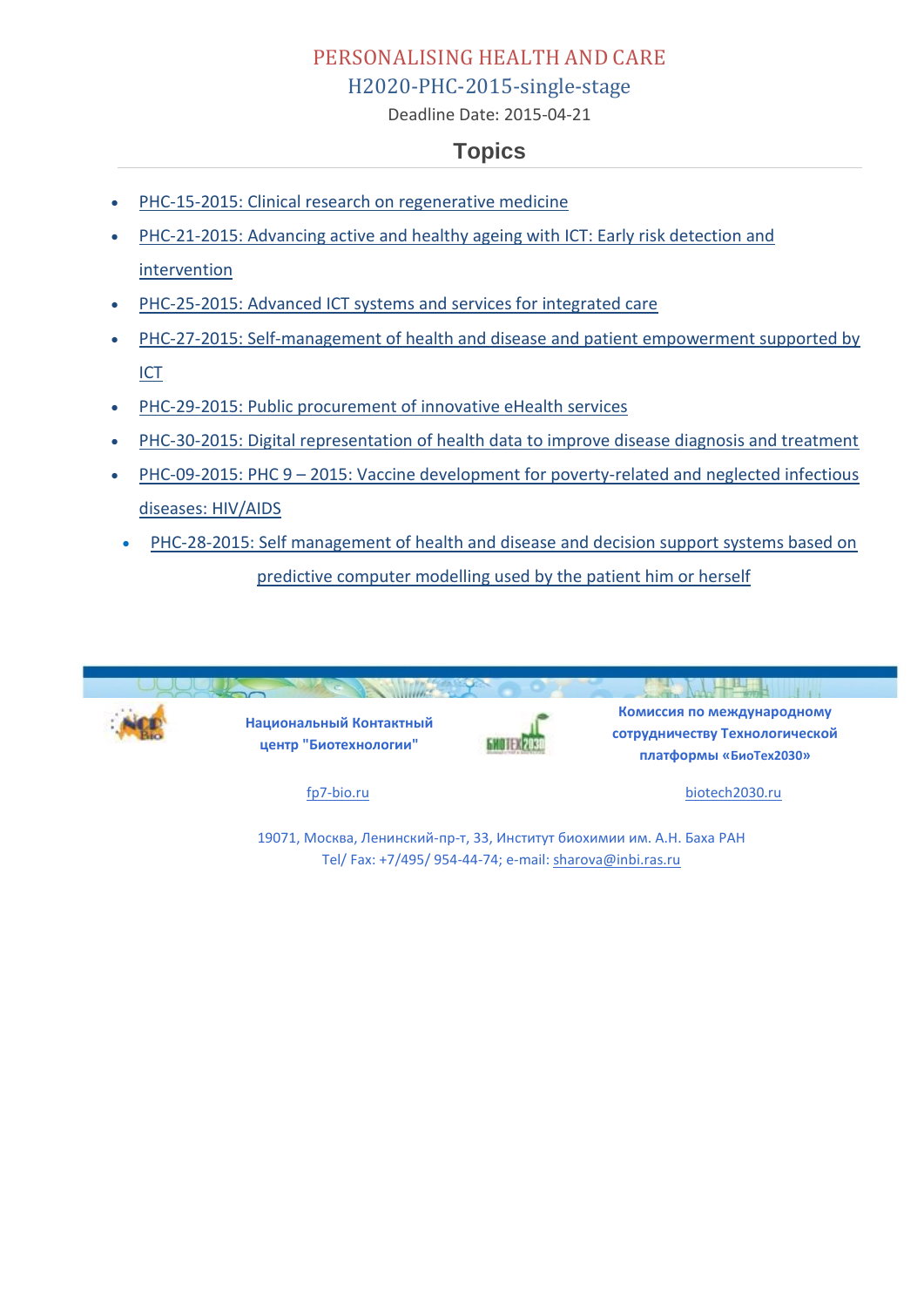# PERSONALISING HEALTH AND CARE

## H2020-PHC-2015-single-stage

Deadline Date: 2015-04-21

### Topics

- PHC-15-2015: Clinical research on regenerative medicine
- PHC-21-2015: Advancing active and healthy ageing with ICT: Early risk detection and intervention
- PHC-25-2015: Advanced ICT systems and services for integrated care
- PHC-27-2015: Self-management of health and disease and patient empowerment supported by ICT
- PHC-29-2015: Public procurement of innovative eHealth services
- PHC-30-2015: Digital representation of health data to improve disease diagnosis and treatment
- PHC-09-2015: PHC 9 – 2015: Vaccine development for poverty-related and neglected infectious diseases: HIV/AIDS
- PHC-28-2015: Self management of health and disease and decision support systems based on predictive computer modelling used by the patient him or herself

**Национальный Контактный центр "Биотехнологии"**

fp7-bio.ru

**Комиссия по международному сотрудничеству Технологической платформы «БиоТех2030»**

biotech2030.ru

19071, Москва, Ленинский-пр-т, 33, Институт биохимии им. А.Н. Баха РАН
Tel/ Fax: +7/495/ 954-44-74; e-mail: sharova@inbi.ras.ru